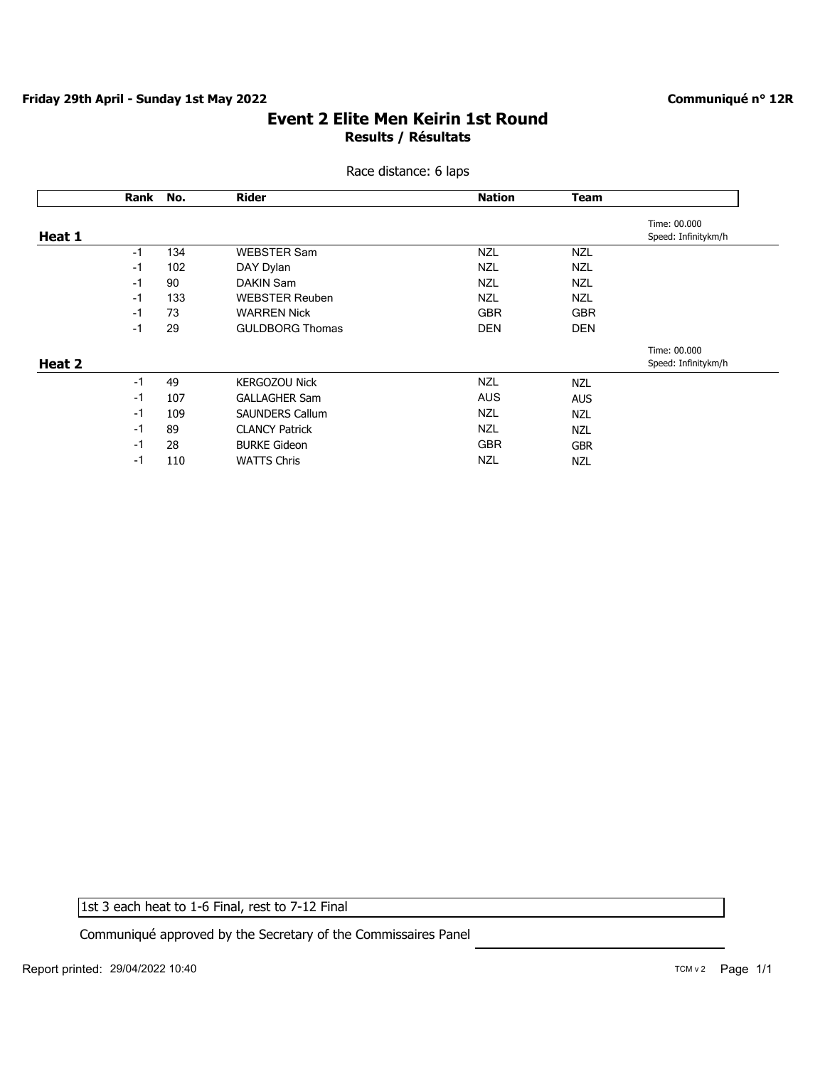**Friday 29th April - Sunday 1st May 2022**

**Communiqué n° 12R**

# Event 2 Elite Men Keirin 1st Round

## Results / Résultats

Race distance: 6 laps

| Rank | No. | Rider | Nation | Team | |
|---|---|---|---|---|---|
| **Heat 1** | | | | | Time: 00.000 Speed: Infinitykm/h |
| -1 | 134 | WEBSTER Sam | NZL | NZL | |
| -1 | 102 | DAY Dylan | NZL | NZL | |
| -1 | 90 | DAKIN Sam | NZL | NZL | |
| -1 | 133 | WEBSTER Reuben | NZL | NZL | |
| -1 | 73 | WARREN Nick | GBR | GBR | |
| -1 | 29 | GULDBORG Thomas | DEN | DEN | |
| **Heat 2** | | | | | Time: 00.000 Speed: Infinitykm/h |
| -1 | 49 | KERGOZOU Nick | NZL | NZL | |
| -1 | 107 | GALLAGHER Sam | AUS | AUS | |
| -1 | 109 | SAUNDERS Callum | NZL | NZL | |
| -1 | 89 | CLANCY Patrick | NZL | NZL | |
| -1 | 28 | BURKE Gideon | GBR | GBR | |
| -1 | 110 | WATTS Chris | NZL | NZL | |

1st 3 each heat to 1-6 Final, rest to 7-12 Final

Communiqué approved by the Secretary of the Commissaires Panel

Report printed: 29/04/2022 10:40

TCM v 2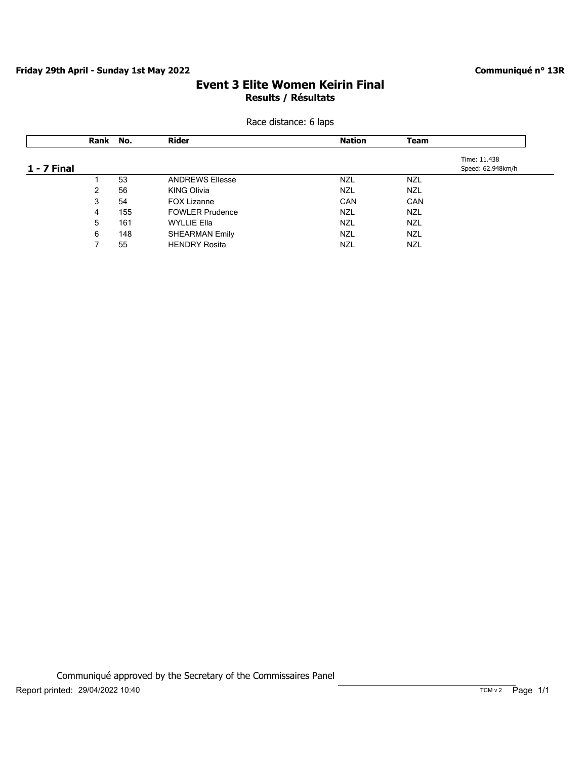**Friday 29th April - Sunday 1st May 2022**

**Communiqué n° 13R**

# Event 3 Elite Women Keirin Final

**Results / Résultats**

Race distance: 6 laps

**1 - 7 Final**

Time: 11.438
Speed: 62.948km/h

| Rank | No. | Rider | Nation | Team |
|---|---|---|---|---|
| 1 | 53 | ANDREWS Ellesse | NZL | NZL |
| 2 | 56 | KING Olivia | NZL | NZL |
| 3 | 54 | FOX Lizanne | CAN | CAN |
| 4 | 155 | FOWLER Prudence | NZL | NZL |
| 5 | 161 | WYLLIE Ella | NZL | NZL |
| 6 | 148 | SHEARMAN Emily | NZL | NZL |
| 7 | 55 | HENDRY Rosita | NZL | NZL |

Communiqué approved by the Secretary of the Commissaires Panel

Report printed: 29/04/2022 10:40

TCM v 2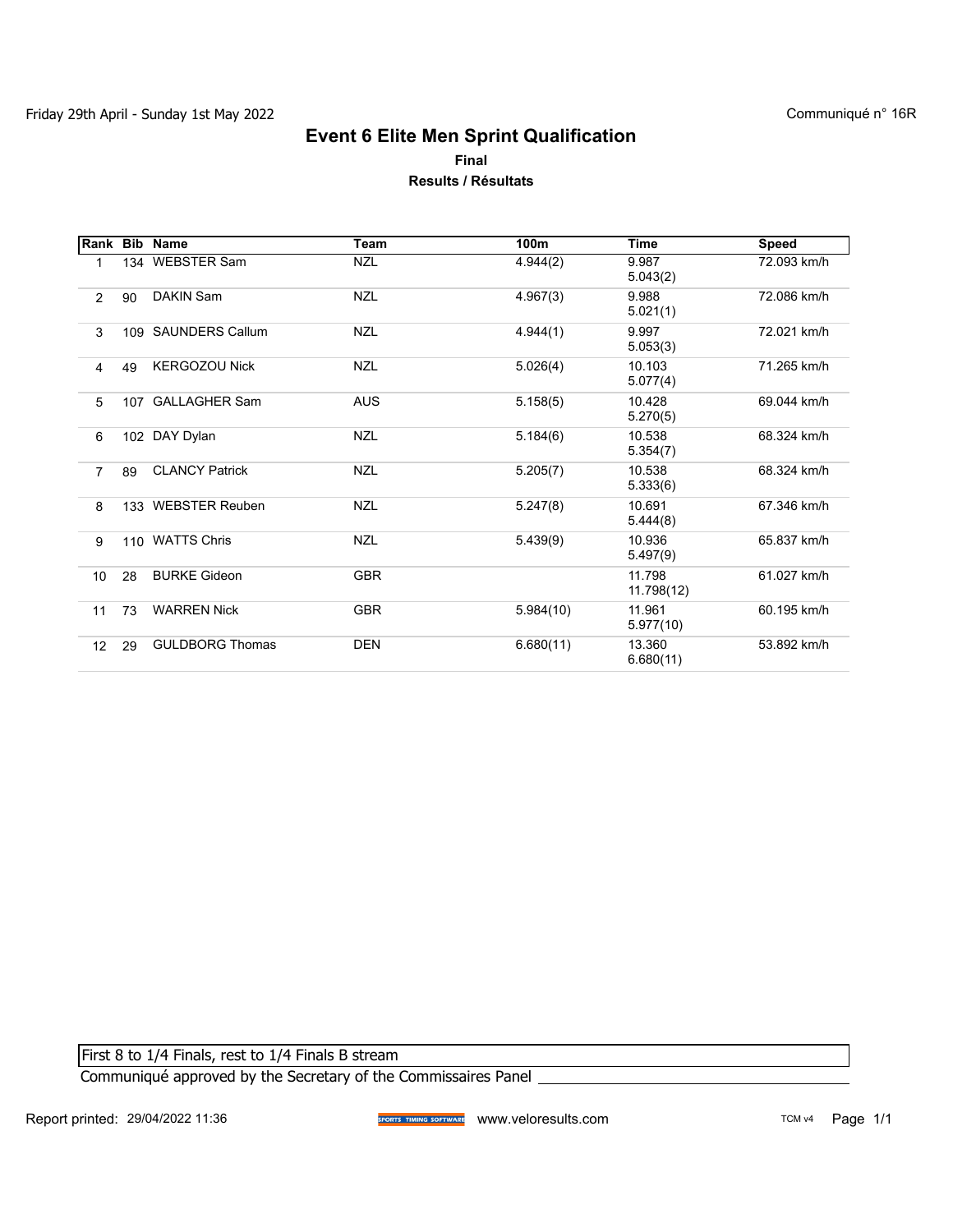Friday 29th April - Sunday 1st May 2022

Communiqué n° 16R

# Event 6 Elite Men Sprint Qualification

**Final**

**Results / Résultats**

| Rank | Bib | Name | Team | 100m | Time | Speed |
|---|---|---|---|---|---|---|
| 1 | 134 | WEBSTER Sam | NZL | 4.944(2) | 9.987<br>5.043(2) | 72.093 km/h |
| 2 | 90 | DAKIN Sam | NZL | 4.967(3) | 9.988<br>5.021(1) | 72.086 km/h |
| 3 | 109 | SAUNDERS Callum | NZL | 4.944(1) | 9.997<br>5.053(3) | 72.021 km/h |
| 4 | 49 | KERGOZOU Nick | NZL | 5.026(4) | 10.103<br>5.077(4) | 71.265 km/h |
| 5 | 107 | GALLAGHER Sam | AUS | 5.158(5) | 10.428<br>5.270(5) | 69.044 km/h |
| 6 | 102 | DAY Dylan | NZL | 5.184(6) | 10.538<br>5.354(7) | 68.324 km/h |
| 7 | 89 | CLANCY Patrick | NZL | 5.205(7) | 10.538<br>5.333(6) | 68.324 km/h |
| 8 | 133 | WEBSTER Reuben | NZL | 5.247(8) | 10.691<br>5.444(8) | 67.346 km/h |
| 9 | 110 | WATTS Chris | NZL | 5.439(9) | 10.936<br>5.497(9) | 65.837 km/h |
| 10 | 28 | BURKE Gideon | GBR | | 11.798<br>11.798(12) | 61.027 km/h |
| 11 | 73 | WARREN Nick | GBR | 5.984(10) | 11.961<br>5.977(10) | 60.195 km/h |
| 12 | 29 | GULDBORG Thomas | DEN | 6.680(11) | 13.360<br>6.680(11) | 53.892 km/h |

First 8 to 1/4 Finals, rest to 1/4 Finals B stream

Communiqué approved by the Secretary of the Commissaires Panel \_\_\_\_\_\_\_\_\_\_\_\_\_\_\_\_\_\_\_\_

Report printed: 29/04/2022 11:36 www.veloresults.com TCM v4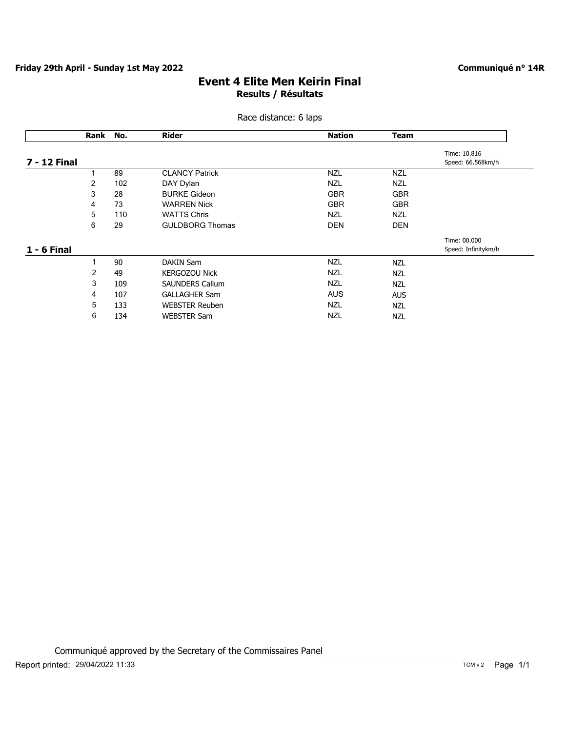**Friday 29th April - Sunday 1st May 2022**

**Communiqué n° 14R**

# Event 4 Elite Men Keirin Final

**Results / Résultats**

Race distance: 6 laps

| Rank | No. | Rider | Nation | Team |
|---|---|---|---|---|

## 7 - 12 Final

Time: 10.816
Speed: 66.568km/h

| Rank | No. | Rider | Nation | Team |
|---|---|---|---|---|
| 1 | 89 | CLANCY Patrick | NZL | NZL |
| 2 | 102 | DAY Dylan | NZL | NZL |
| 3 | 28 | BURKE Gideon | GBR | GBR |
| 4 | 73 | WARREN Nick | GBR | GBR |
| 5 | 110 | WATTS Chris | NZL | NZL |
| 6 | 29 | GULDBORG Thomas | DEN | DEN |

## 1 - 6 Final

Time: 00.000
Speed: Infinitykm/h

| Rank | No. | Rider | Nation | Team |
|---|---|---|---|---|
| 1 | 90 | DAKIN Sam | NZL | NZL |
| 2 | 49 | KERGOZOU Nick | NZL | NZL |
| 3 | 109 | SAUNDERS Callum | NZL | NZL |
| 4 | 107 | GALLAGHER Sam | AUS | AUS |
| 5 | 133 | WEBSTER Reuben | NZL | NZL |
| 6 | 134 | WEBSTER Sam | NZL | NZL |

Communiqué approved by the Secretary of the Commissaires Panel

Report printed: 29/04/2022 11:33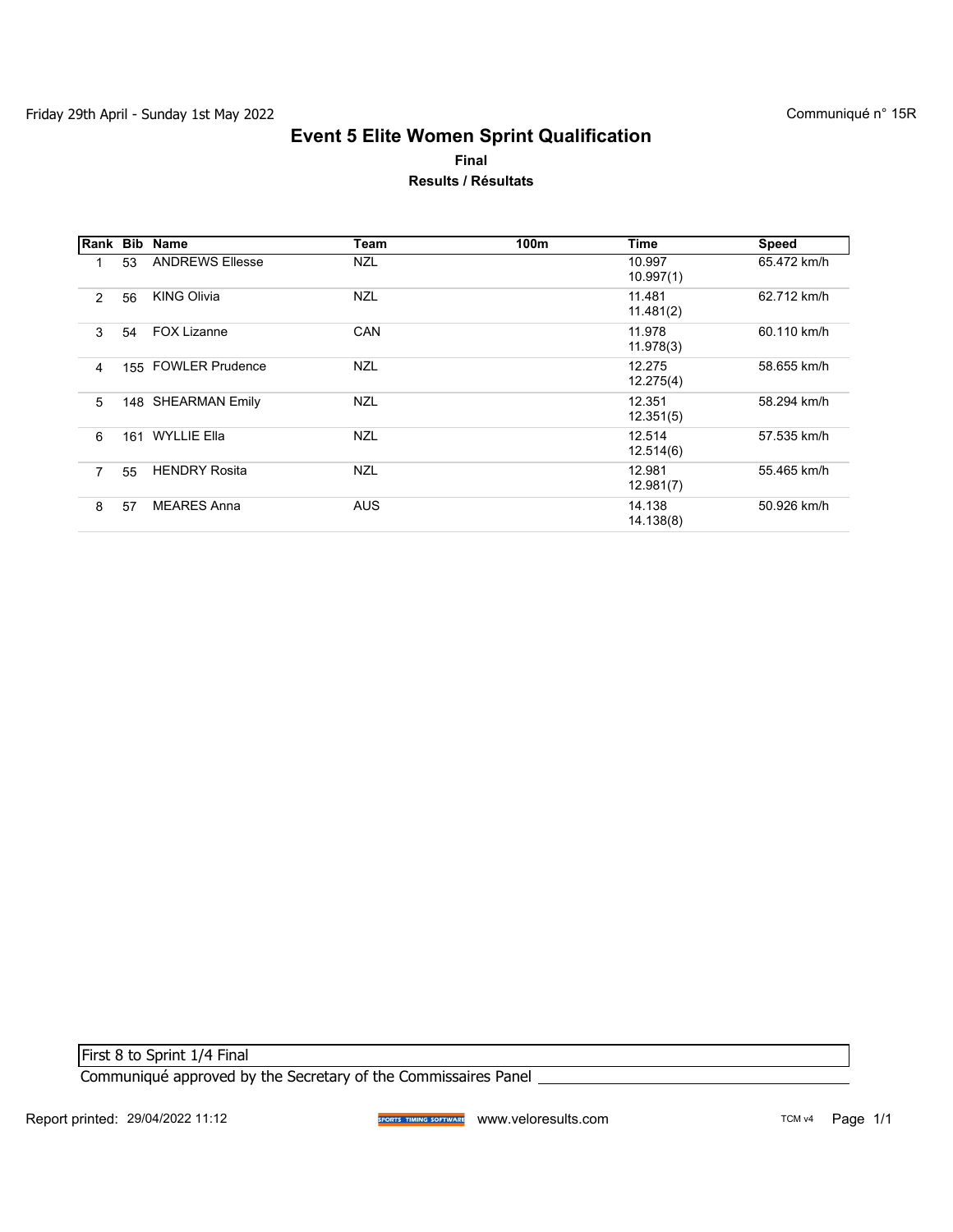Friday 29th April - Sunday 1st May 2022

Communiqué n° 15R

# Event 5 Elite Women Sprint Qualification

**Final**

**Results / Résultats**

| Rank | Bib | Name | Team | 100m | Time | Speed |
|---|---|---|---|---|---|---|
| 1 | 53 | ANDREWS Ellesse | NZL | | 10.997<br>10.997(1) | 65.472 km/h |
| 2 | 56 | KING Olivia | NZL | | 11.481<br>11.481(2) | 62.712 km/h |
| 3 | 54 | FOX Lizanne | CAN | | 11.978<br>11.978(3) | 60.110 km/h |
| 4 | 155 | FOWLER Prudence | NZL | | 12.275<br>12.275(4) | 58.655 km/h |
| 5 | 148 | SHEARMAN Emily | NZL | | 12.351<br>12.351(5) | 58.294 km/h |
| 6 | 161 | WYLLIE Ella | NZL | | 12.514<br>12.514(6) | 57.535 km/h |
| 7 | 55 | HENDRY Rosita | NZL | | 12.981<br>12.981(7) | 55.465 km/h |
| 8 | 57 | MEARES Anna | AUS | | 14.138<br>14.138(8) | 50.926 km/h |

First 8 to Sprint 1/4 Final

Communiqué approved by the Secretary of the Commissaires Panel \_\_\_\_\_\_\_\_\_\_\_\_\_\_\_\_\_\_\_\_

Report printed: 29/04/2022 11:12 www.veloresults.com TCM v4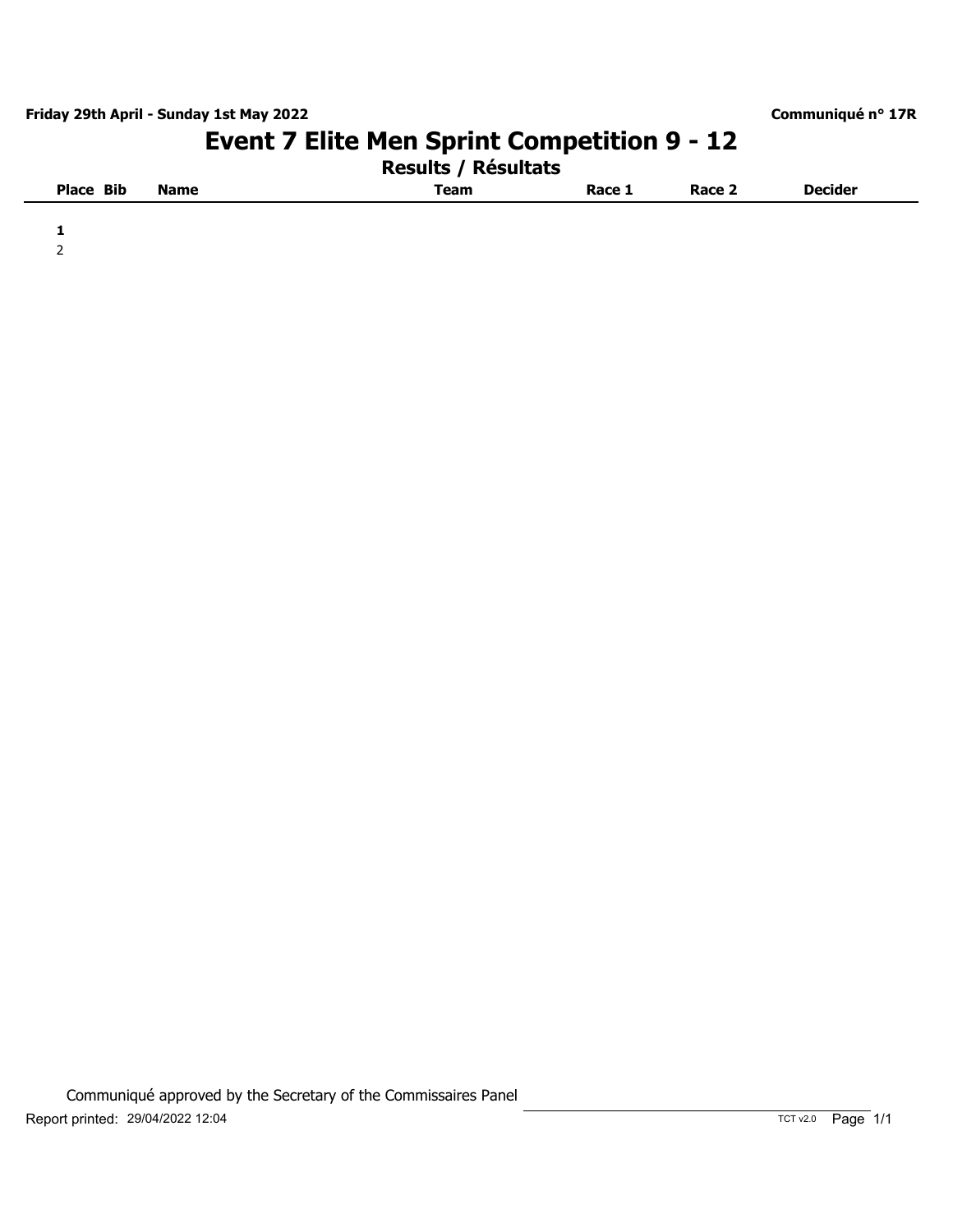Friday 29th April - Sunday 1st May 2022

Communiqué n° 17R

# Event 7 Elite Men Sprint Competition 9 - 12

## Results / Résultats

| Place | Bib | Name | Team | Race 1 | Race 2 | Decider |
|---|---|---|---|---|---|---|
| **1** | | | | | | |
| 2 | | | | | | |

Communiqué approved by the Secretary of the Commissaires Panel

Report printed: 29/04/2022 12:04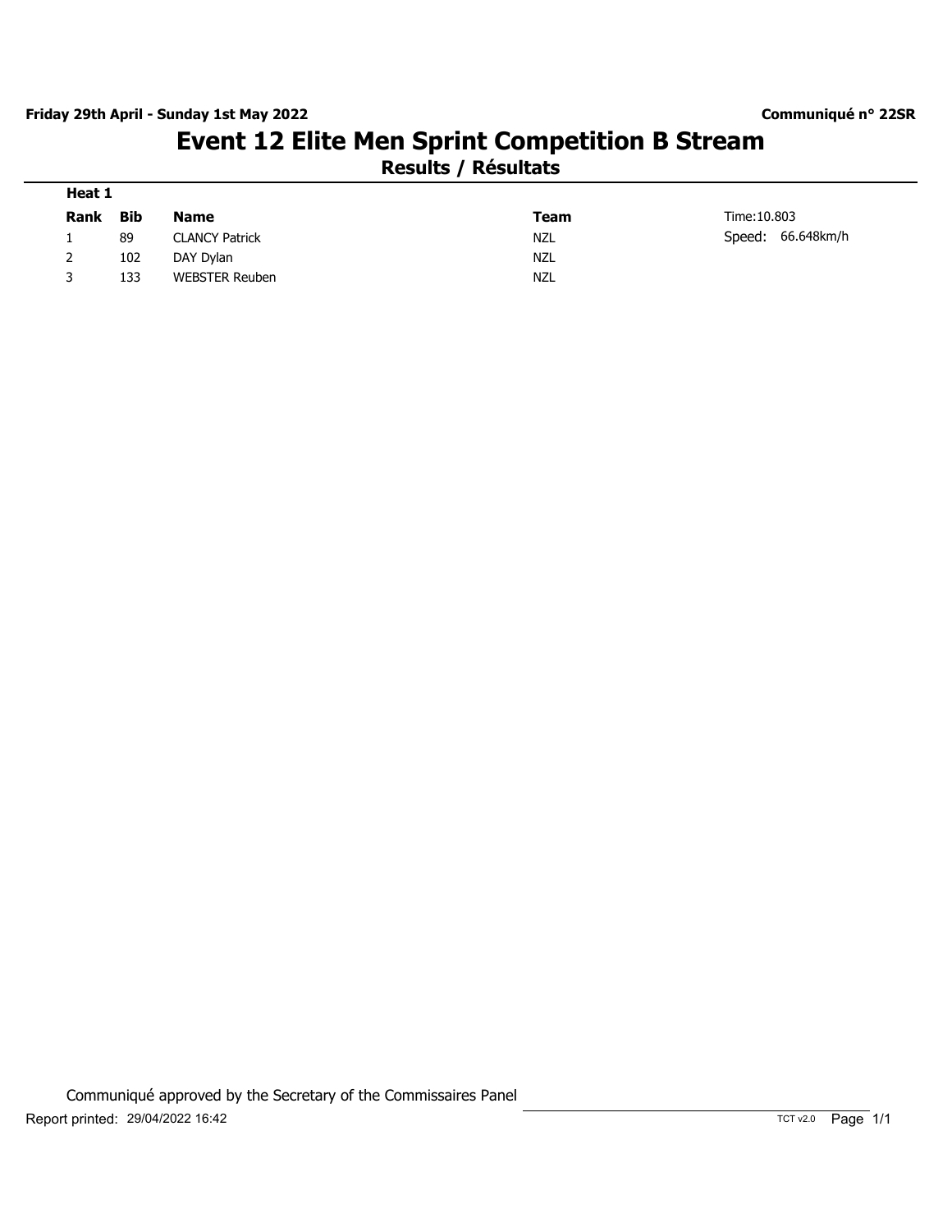Friday 29th April - Sunday 1st May 2022

**Communiqué n° 22SR**

# Event 12 Elite Men Sprint Competition B Stream

## Results / Résultats

**Heat 1**

| Rank | Bib | Name | Team | |
|---|---|---|---|---|
| 1 | 89 | CLANCY Patrick | NZL | Time:10.803 Speed: 66.648km/h |
| 2 | 102 | DAY Dylan | NZL | |
| 3 | 133 | WEBSTER Reuben | NZL | |

Communiqué approved by the Secretary of the Commissaires Panel

Report printed: 29/04/2022 16:42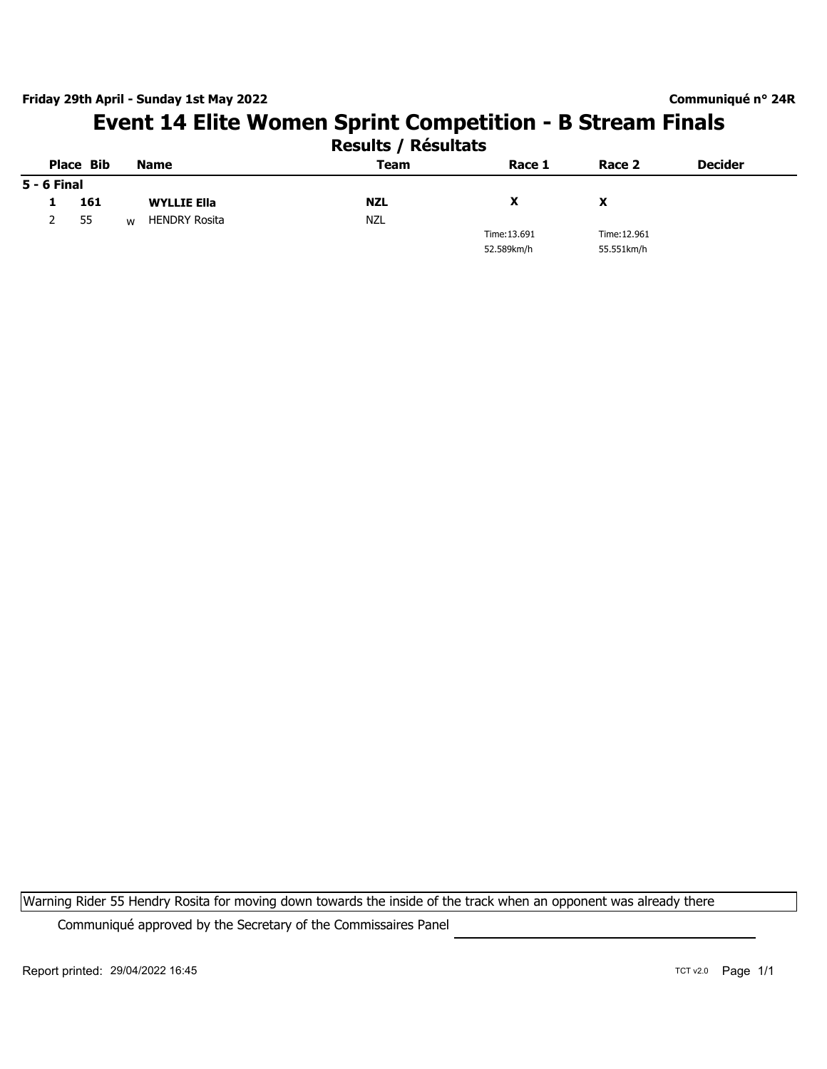**Friday 29th April - Sunday 1st May 2022**

**Communiqué n° 24R**

# Event 14 Elite Women Sprint Competition - B Stream Finals

## Results / Résultats

| Place | Bib | | Name | Team | Race 1 | Race 2 | Decider |
|---|---|---|---|---|---|---|---|
| **5 - 6 Final** | | | | | | | |
| **1** | **161** | | **WYLLIE Ella** | **NZL** | **X** | **X** | |
| 2 | 55 | w | HENDRY Rosita | NZL | | | |
| | | | | | Time:13.691 | Time:12.961 | |
| | | | | | 52.589km/h | 55.551km/h | |

Warning Rider 55 Hendry Rosita for moving down towards the inside of the track when an opponent was already there

Communiqué approved by the Secretary of the Commissaires Panel

Report printed: 29/04/2022 16:45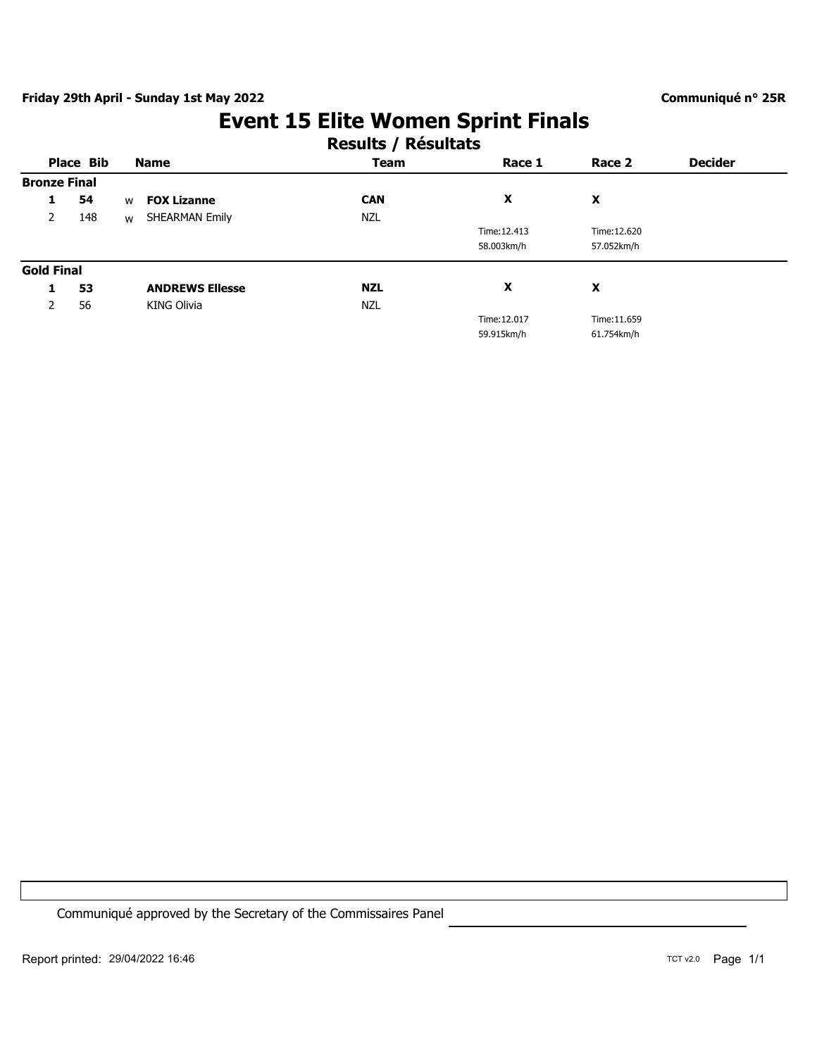**Friday 29th April - Sunday 1st May 2022**

**Communiqué n° 25R**

# Event 15 Elite Women Sprint Finals

## Results / Résultats

| Place | Bib | | Name | Team | Race 1 | Race 2 | Decider |
|---|---|---|---|---|---|---|---|
| **Bronze Final** | | | | | | | |
| **1** | **54** | w | **FOX Lizanne** | **CAN** | **X** | **X** | |
| 2 | 148 | w | SHEARMAN Emily | NZL | | | |
| | | | | | Time:12.413 | Time:12.620 | |
| | | | | | 58.003km/h | 57.052km/h | |
| **Gold Final** | | | | | | | |
| **1** | **53** | | **ANDREWS Ellesse** | **NZL** | **X** | **X** | |
| 2 | 56 | | KING Olivia | NZL | | | |
| | | | | | Time:12.017 | Time:11.659 | |
| | | | | | 59.915km/h | 61.754km/h | |

Communiqué approved by the Secretary of the Commissaires Panel

Report printed: 29/04/2022 16:46

TCT v2.0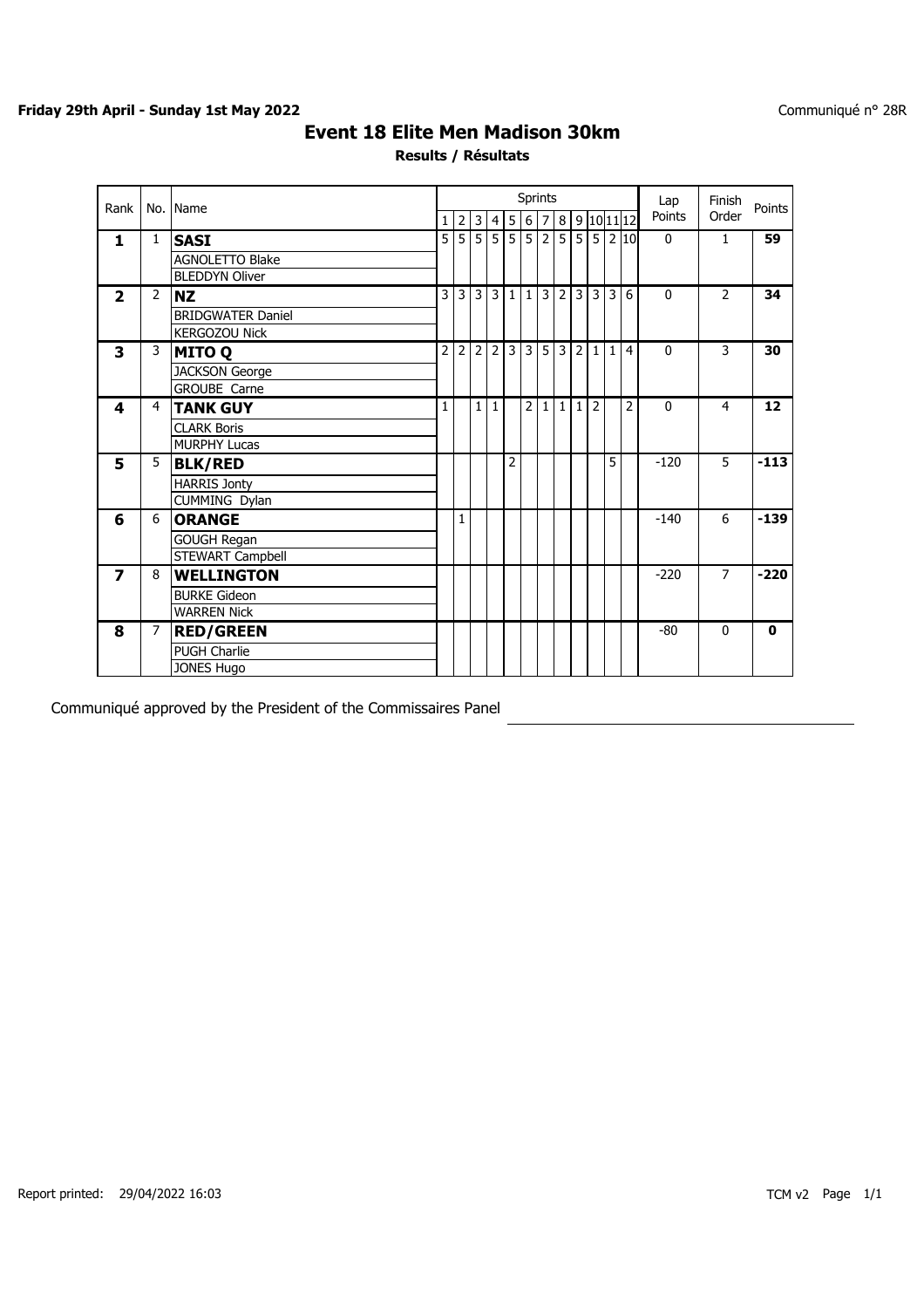**Friday 29th April - Sunday 1st May 2022**

Communiqué n° 28R

# Event 18 Elite Men Madison 30km

**Results / Résultats**

| Rank | No. | Name | Sprints | | | | | | | | | | | | Lap Points | Finish Order | Points |
|---|---|---|---|---|---|---|---|---|---|---|---|---|---|---|---|---|---|
| | | | 1 | 2 | 3 | 4 | 5 | 6 | 7 | 8 | 9 | 10 | 11 | 12 | | | |
| **1** | 1 | **SASI** | 5 | 5 | 5 | 5 | 5 | 5 | 2 | 5 | 5 | 5 | 2 | 10 | 0 | 1 | **59** |
| | | AGNOLETTO Blake | | | | | | | | | | | | | | | |
| | | BLEDDYN Oliver | | | | | | | | | | | | | | | |
| **2** | 2 | **NZ** | 3 | 3 | 3 | 3 | 1 | 1 | 3 | 2 | 3 | 3 | 3 | 6 | 0 | 2 | **34** |
| | | BRIDGWATER Daniel | | | | | | | | | | | | | | | |
| | | KERGOZOU Nick | | | | | | | | | | | | | | | |
| **3** | 3 | **MITO Q** | 2 | 2 | 2 | 2 | 3 | 3 | 5 | 3 | 2 | 1 | 1 | 4 | 0 | 3 | **30** |
| | | JACKSON George | | | | | | | | | | | | | | | |
| | | GROUBE Carne | | | | | | | | | | | | | | | |
| **4** | 4 | **TANK GUY** | 1 | | 1 | 1 | | 2 | 1 | 1 | 1 | 2 | | 2 | 0 | 4 | **12** |
| | | CLARK Boris | | | | | | | | | | | | | | | |
| | | MURPHY Lucas | | | | | | | | | | | | | | | |
| **5** | 5 | **BLK/RED** | | | | | 2 | | | | | | 5 | | -120 | 5 | **-113** |
| | | HARRIS Jonty | | | | | | | | | | | | | | | |
| | | CUMMING Dylan | | | | | | | | | | | | | | | |
| **6** | 6 | **ORANGE** | | 1 | | | | | | | | | | | -140 | 6 | **-139** |
| | | GOUGH Regan | | | | | | | | | | | | | | | |
| | | STEWART Campbell | | | | | | | | | | | | | | | |
| **7** | 8 | **WELLINGTON** | | | | | | | | | | | | | -220 | 7 | **-220** |
| | | BURKE Gideon | | | | | | | | | | | | | | | |
| | | WARREN Nick | | | | | | | | | | | | | | | |
| **8** | 7 | **RED/GREEN** | | | | | | | | | | | | | -80 | 0 | **0** |
| | | PUGH Charlie | | | | | | | | | | | | | | | |
| | | JONES Hugo | | | | | | | | | | | | | | | |

Communiqué approved by the President of the Commissaires Panel

Report printed: 29/04/2022 16:03

TCM v2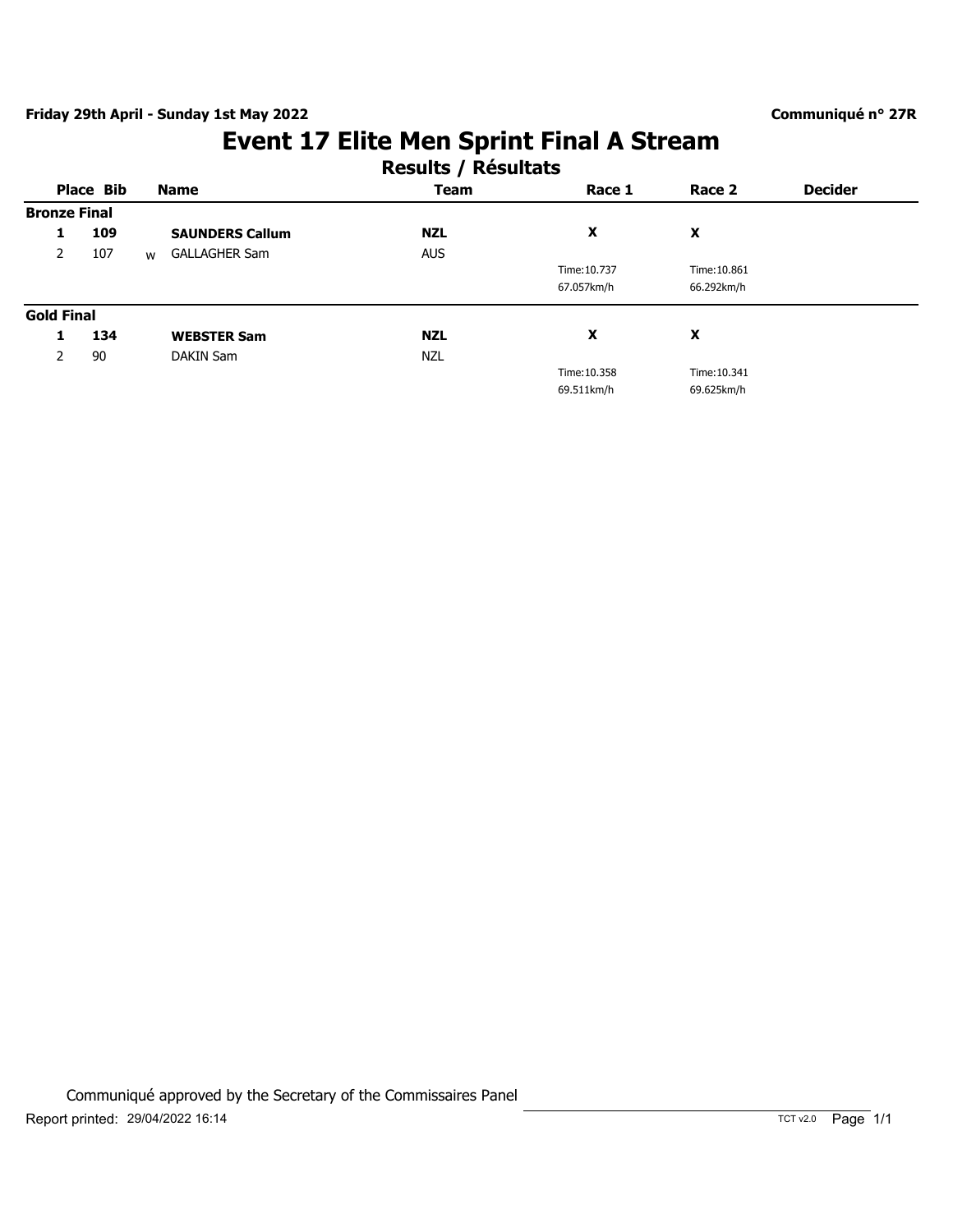Friday 29th April - Sunday 1st May 2022

**Communiqué n° 27R**

# Event 17 Elite Men Sprint Final A Stream

## Results / Résultats

| Place | Bib | | Name | Team | Race 1 | Race 2 | Decider |
|---|---|---|---|---|---|---|---|
| **Bronze Final** | | | | | | | |
| **1** | **109** | | **SAUNDERS Callum** | **NZL** | **X** | **X** | |
| 2 | 107 | w | GALLAGHER Sam | AUS | | | |
| | | | | | Time:10.737 | Time:10.861 | |
| | | | | | 67.057km/h | 66.292km/h | |
| **Gold Final** | | | | | | | |
| **1** | **134** | | **WEBSTER Sam** | **NZL** | **X** | **X** | |
| 2 | 90 | | DAKIN Sam | NZL | | | |
| | | | | | Time:10.358 | Time:10.341 | |
| | | | | | 69.511km/h | 69.625km/h | |

Communiqué approved by the Secretary of the Commissaires Panel

Report printed: 29/04/2022 16:14